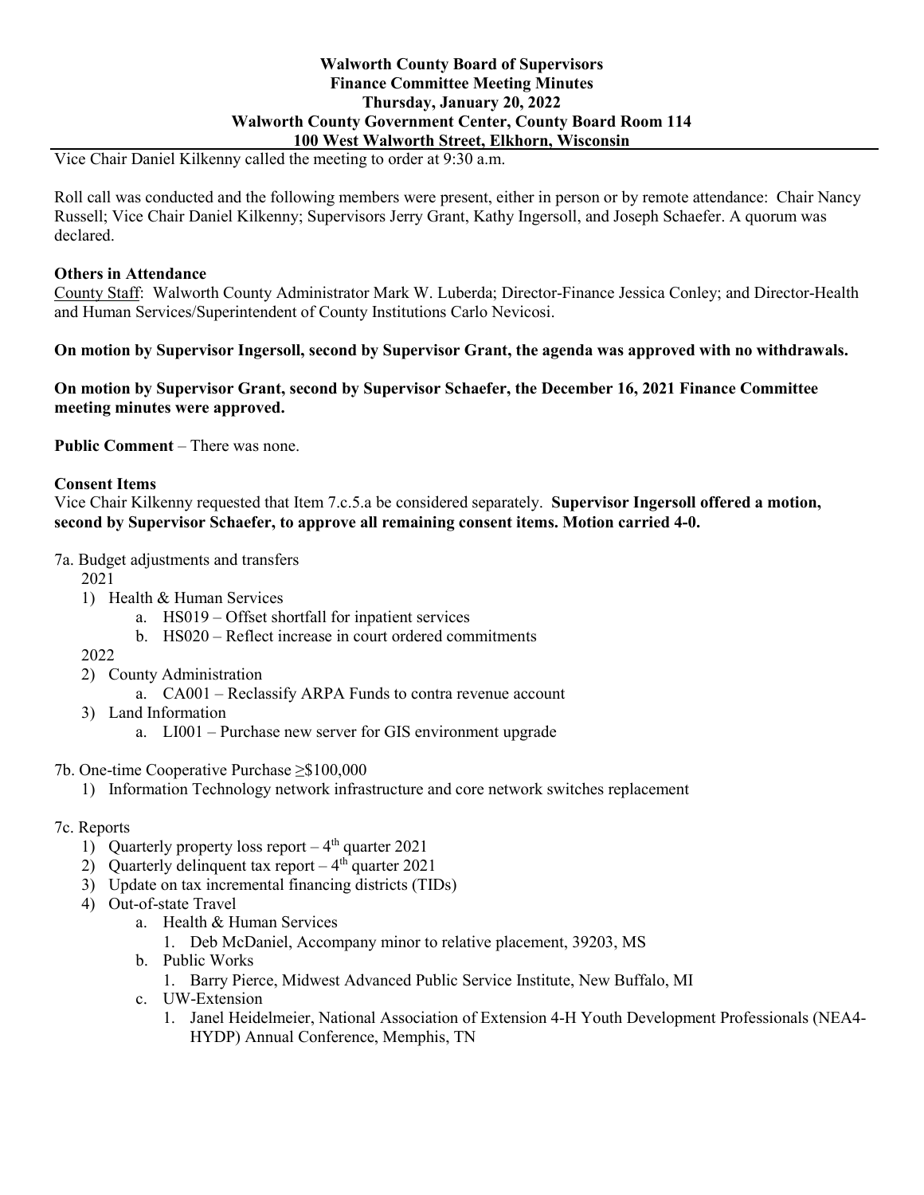**Walworth County Board of Supervisors**
**Finance Committee Meeting Minutes**
**Thursday, January 20, 2022**
**Walworth County Government Center, County Board Room 114**
**100 West Walworth Street, Elkhorn, Wisconsin**

Vice Chair Daniel Kilkenny called the meeting to order at 9:30 a.m.

Roll call was conducted and the following members were present, either in person or by remote attendance: Chair Nancy Russell; Vice Chair Daniel Kilkenny; Supervisors Jerry Grant, Kathy Ingersoll, and Joseph Schaefer. A quorum was declared.

**Others in Attendance**

County Staff: Walworth County Administrator Mark W. Luberda; Director-Finance Jessica Conley; and Director-Health and Human Services/Superintendent of County Institutions Carlo Nevicosi.

**On motion by Supervisor Ingersoll, second by Supervisor Grant, the agenda was approved with no withdrawals.**

**On motion by Supervisor Grant, second by Supervisor Schaefer, the December 16, 2021 Finance Committee meeting minutes were approved.**

**Public Comment** – There was none.

**Consent Items**

Vice Chair Kilkenny requested that Item 7.c.5.a be considered separately. **Supervisor Ingersoll offered a motion, second by Supervisor Schaefer, to approve all remaining consent items. Motion carried 4-0.**

7a. Budget adjustments and transfers

2021

1) Health & Human Services
   a. HS019 – Offset shortfall for inpatient services
   b. HS020 – Reflect increase in court ordered commitments

2022

2) County Administration
   a. CA001 – Reclassify ARPA Funds to contra revenue account
3) Land Information
   a. LI001 – Purchase new server for GIS environment upgrade

7b. One-time Cooperative Purchase ≥$100,000

1) Information Technology network infrastructure and core network switches replacement

7c. Reports

1) Quarterly property loss report – 4th quarter 2021
2) Quarterly delinquent tax report – 4th quarter 2021
3) Update on tax incremental financing districts (TIDs)
4) Out-of-state Travel
   a. Health & Human Services
      1. Deb McDaniel, Accompany minor to relative placement, 39203, MS
   b. Public Works
      1. Barry Pierce, Midwest Advanced Public Service Institute, New Buffalo, MI
   c. UW-Extension
      1. Janel Heidelmeier, National Association of Extension 4-H Youth Development Professionals (NEA4-HYDP) Annual Conference, Memphis, TN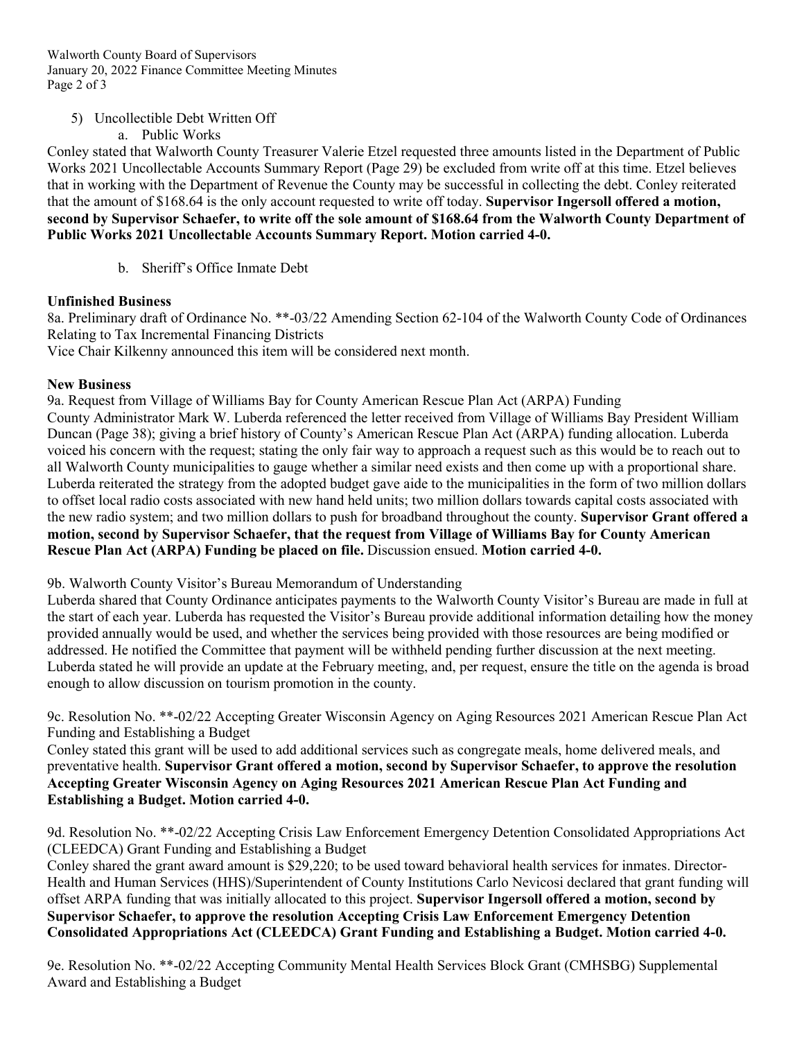5) Uncollectible Debt Written Off

    a. Public Works

Conley stated that Walworth County Treasurer Valerie Etzel requested three amounts listed in the Department of Public Works 2021 Uncollectable Accounts Summary Report (Page 29) be excluded from write off at this time. Etzel believes that in working with the Department of Revenue the County may be successful in collecting the debt. Conley reiterated that the amount of $168.64 is the only account requested to write off today. **Supervisor Ingersoll offered a motion, second by Supervisor Schaefer, to write off the sole amount of $168.64 from the Walworth County Department of Public Works 2021 Uncollectable Accounts Summary Report. Motion carried 4-0.**

    b. Sheriff's Office Inmate Debt

**Unfinished Business**

8a. Preliminary draft of Ordinance No. **-03/22 Amending Section 62-104 of the Walworth County Code of Ordinances Relating to Tax Incremental Financing Districts

Vice Chair Kilkenny announced this item will be considered next month.

**New Business**

9a. Request from Village of Williams Bay for County American Rescue Plan Act (ARPA) Funding

County Administrator Mark W. Luberda referenced the letter received from Village of Williams Bay President William Duncan (Page 38); giving a brief history of County's American Rescue Plan Act (ARPA) funding allocation. Luberda voiced his concern with the request; stating the only fair way to approach a request such as this would be to reach out to all Walworth County municipalities to gauge whether a similar need exists and then come up with a proportional share. Luberda reiterated the strategy from the adopted budget gave aide to the municipalities in the form of two million dollars to offset local radio costs associated with new hand held units; two million dollars towards capital costs associated with the new radio system; and two million dollars to push for broadband throughout the county. **Supervisor Grant offered a motion, second by Supervisor Schaefer, that the request from Village of Williams Bay for County American Rescue Plan Act (ARPA) Funding be placed on file.** Discussion ensued. **Motion carried 4-0.**

9b. Walworth County Visitor's Bureau Memorandum of Understanding

Luberda shared that County Ordinance anticipates payments to the Walworth County Visitor's Bureau are made in full at the start of each year. Luberda has requested the Visitor's Bureau provide additional information detailing how the money provided annually would be used, and whether the services being provided with those resources are being modified or addressed. He notified the Committee that payment will be withheld pending further discussion at the next meeting. Luberda stated he will provide an update at the February meeting, and, per request, ensure the title on the agenda is broad enough to allow discussion on tourism promotion in the county.

9c. Resolution No. **-02/22 Accepting Greater Wisconsin Agency on Aging Resources 2021 American Rescue Plan Act Funding and Establishing a Budget

Conley stated this grant will be used to add additional services such as congregate meals, home delivered meals, and preventative health. **Supervisor Grant offered a motion, second by Supervisor Schaefer, to approve the resolution Accepting Greater Wisconsin Agency on Aging Resources 2021 American Rescue Plan Act Funding and Establishing a Budget. Motion carried 4-0.**

9d. Resolution No. **-02/22 Accepting Crisis Law Enforcement Emergency Detention Consolidated Appropriations Act (CLEEDCA) Grant Funding and Establishing a Budget

Conley shared the grant award amount is $29,220; to be used toward behavioral health services for inmates. Director-Health and Human Services (HHS)/Superintendent of County Institutions Carlo Nevicosi declared that grant funding will offset ARPA funding that was initially allocated to this project. **Supervisor Ingersoll offered a motion, second by Supervisor Schaefer, to approve the resolution Accepting Crisis Law Enforcement Emergency Detention Consolidated Appropriations Act (CLEEDCA) Grant Funding and Establishing a Budget. Motion carried 4-0.**

9e. Resolution No. **-02/22 Accepting Community Mental Health Services Block Grant (CMHSBG) Supplemental Award and Establishing a Budget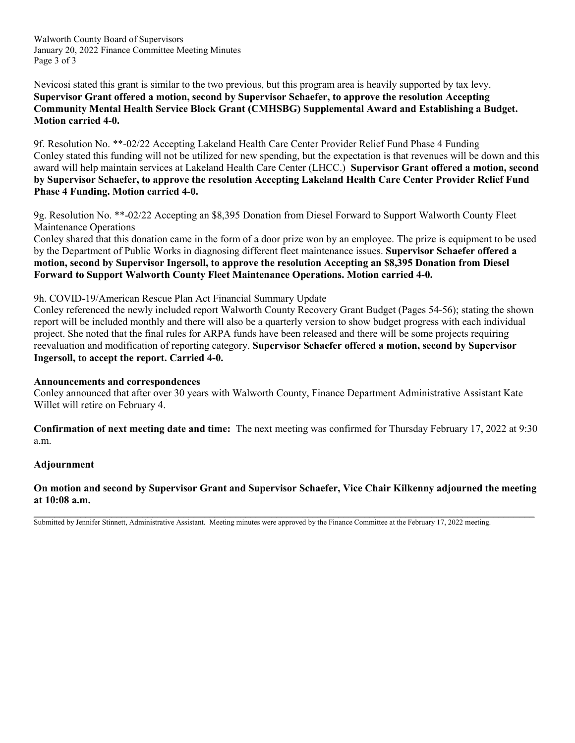Nevicosi stated this grant is similar to the two previous, but this program area is heavily supported by tax levy. **Supervisor Grant offered a motion, second by Supervisor Schaefer, to approve the resolution Accepting Community Mental Health Service Block Grant (CMHSBG) Supplemental Award and Establishing a Budget. Motion carried 4-0.**

9f. Resolution No. **-02/22 Accepting Lakeland Health Care Center Provider Relief Fund Phase 4 Funding
Conley stated this funding will not be utilized for new spending, but the expectation is that revenues will be down and this award will help maintain services at Lakeland Health Care Center (LHCC.) **Supervisor Grant offered a motion, second by Supervisor Schaefer, to approve the resolution Accepting Lakeland Health Care Center Provider Relief Fund Phase 4 Funding. Motion carried 4-0.**

9g. Resolution No. **-02/22 Accepting an $8,395 Donation from Diesel Forward to Support Walworth County Fleet Maintenance Operations
Conley shared that this donation came in the form of a door prize won by an employee. The prize is equipment to be used by the Department of Public Works in diagnosing different fleet maintenance issues. **Supervisor Schaefer offered a motion, second by Supervisor Ingersoll, to approve the resolution Accepting an $8,395 Donation from Diesel Forward to Support Walworth County Fleet Maintenance Operations. Motion carried 4-0.**

9h. COVID-19/American Rescue Plan Act Financial Summary Update
Conley referenced the newly included report Walworth County Recovery Grant Budget (Pages 54-56); stating the shown report will be included monthly and there will also be a quarterly version to show budget progress with each individual project. She noted that the final rules for ARPA funds have been released and there will be some projects requiring reevaluation and modification of reporting category. **Supervisor Schaefer offered a motion, second by Supervisor Ingersoll, to accept the report. Carried 4-0.**

**Announcements and correspondences**
Conley announced that after over 30 years with Walworth County, Finance Department Administrative Assistant Kate Willet will retire on February 4.

**Confirmation of next meeting date and time:** The next meeting was confirmed for Thursday February 17, 2022 at 9:30 a.m.

**Adjournment**

**On motion and second by Supervisor Grant and Supervisor Schaefer, Vice Chair Kilkenny adjourned the meeting at 10:08 a.m.**

---

Submitted by Jennifer Stinnett, Administrative Assistant. Meeting minutes were approved by the Finance Committee at the February 17, 2022 meeting.